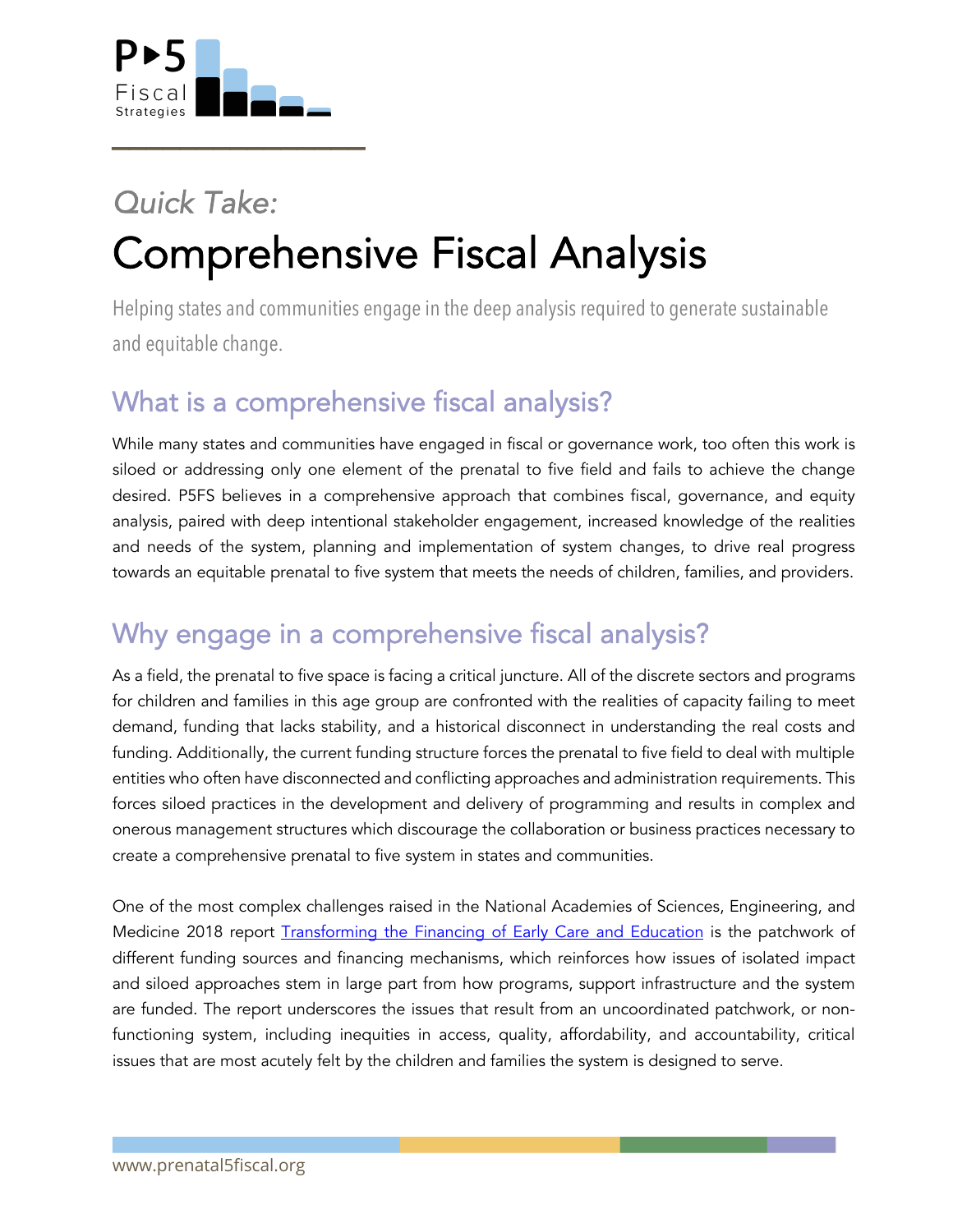P▸5 Fiscal Strategies

*Quick Take:*

# Comprehensive Fiscal Analysis

Helping states and communities engage in the deep analysis required to generate sustainable and equitable change.

## What is a comprehensive fiscal analysis?

While many states and communities have engaged in fiscal or governance work, too often this work is siloed or addressing only one element of the prenatal to five field and fails to achieve the change desired. P5FS believes in a comprehensive approach that combines fiscal, governance, and equity analysis, paired with deep intentional stakeholder engagement, increased knowledge of the realities and needs of the system, planning and implementation of system changes, to drive real progress towards an equitable prenatal to five system that meets the needs of children, families, and providers.

## Why engage in a comprehensive fiscal analysis?

As a field, the prenatal to five space is facing a critical juncture. All of the discrete sectors and programs for children and families in this age group are confronted with the realities of capacity failing to meet demand, funding that lacks stability, and a historical disconnect in understanding the real costs and funding. Additionally, the current funding structure forces the prenatal to five field to deal with multiple entities who often have disconnected and conflicting approaches and administration requirements. This forces siloed practices in the development and delivery of programming and results in complex and onerous management structures which discourage the collaboration or business practices necessary to create a comprehensive prenatal to five system in states and communities.

One of the most complex challenges raised in the National Academies of Sciences, Engineering, and Medicine 2018 report [Transforming the Financing of Early Care and Education] is the patchwork of different funding sources and financing mechanisms, which reinforces how issues of isolated impact and siloed approaches stem in large part from how programs, support infrastructure and the system are funded. The report underscores the issues that result from an uncoordinated patchwork, or non-functioning system, including inequities in access, quality, affordability, and accountability, critical issues that are most acutely felt by the children and families the system is designed to serve.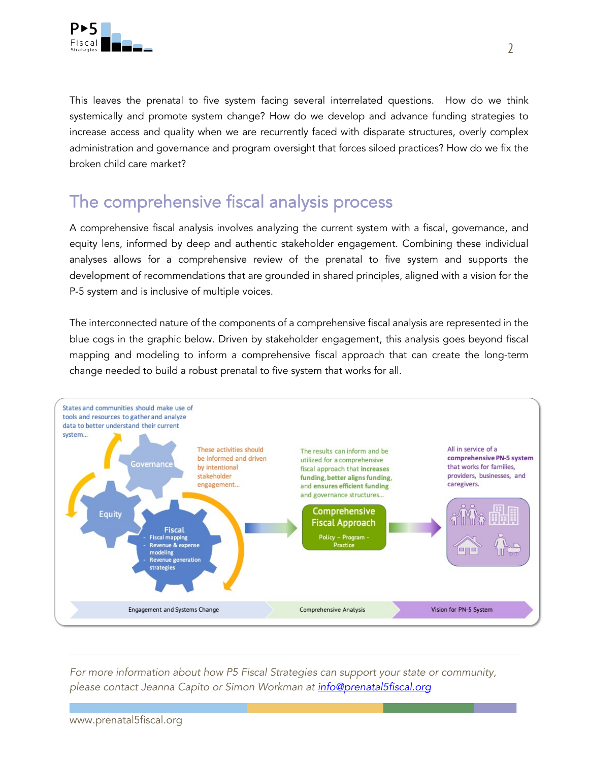This leaves the prenatal to five system facing several interrelated questions. How do we think systemically and promote system change? How do we develop and advance funding strategies to increase access and quality when we are recurrently faced with disparate structures, overly complex administration and governance and program oversight that forces siloed practices? How do we fix the broken child care market?

## The comprehensive fiscal analysis process

A comprehensive fiscal analysis involves analyzing the current system with a fiscal, governance, and equity lens, informed by deep and authentic stakeholder engagement. Combining these individual analyses allows for a comprehensive review of the prenatal to five system and supports the development of recommendations that are grounded in shared principles, aligned with a vision for the P-5 system and is inclusive of multiple voices.

The interconnected nature of the components of a comprehensive fiscal analysis are represented in the blue cogs in the graphic below. Driven by stakeholder engagement, this analysis goes beyond fiscal mapping and modeling to inform a comprehensive fiscal approach that can create the long-term change needed to build a robust prenatal to five system that works for all.

States and communities should make use of tools and resources to gather and analyze data to better understand their current system...

Governance

Equity

Fiscal
- Fiscal mapping
- Revenue & expense modeling
- Revenue generation strategies

These activities should be informed and driven by intentional stakeholder engagement...

The results can inform and be utilized for a comprehensive fiscal approach that **increases funding, better aligns funding,** and **ensures efficient funding** and governance structures...

Comprehensive Fiscal Approach

Policy – Program – Practice

All in service of a **comprehensive PN-5 system** that works for families, providers, businesses, and caregivers.

Engagement and Systems Change

Comprehensive Analysis

Vision for PN-5 System

*For more information about how P5 Fiscal Strategies can support your state or community, please contact Jeanna Capito or Simon Workman at [info@prenatal5fiscal.org](mailto:info@prenatal5fiscal.org)*

www.prenatal5fiscal.org